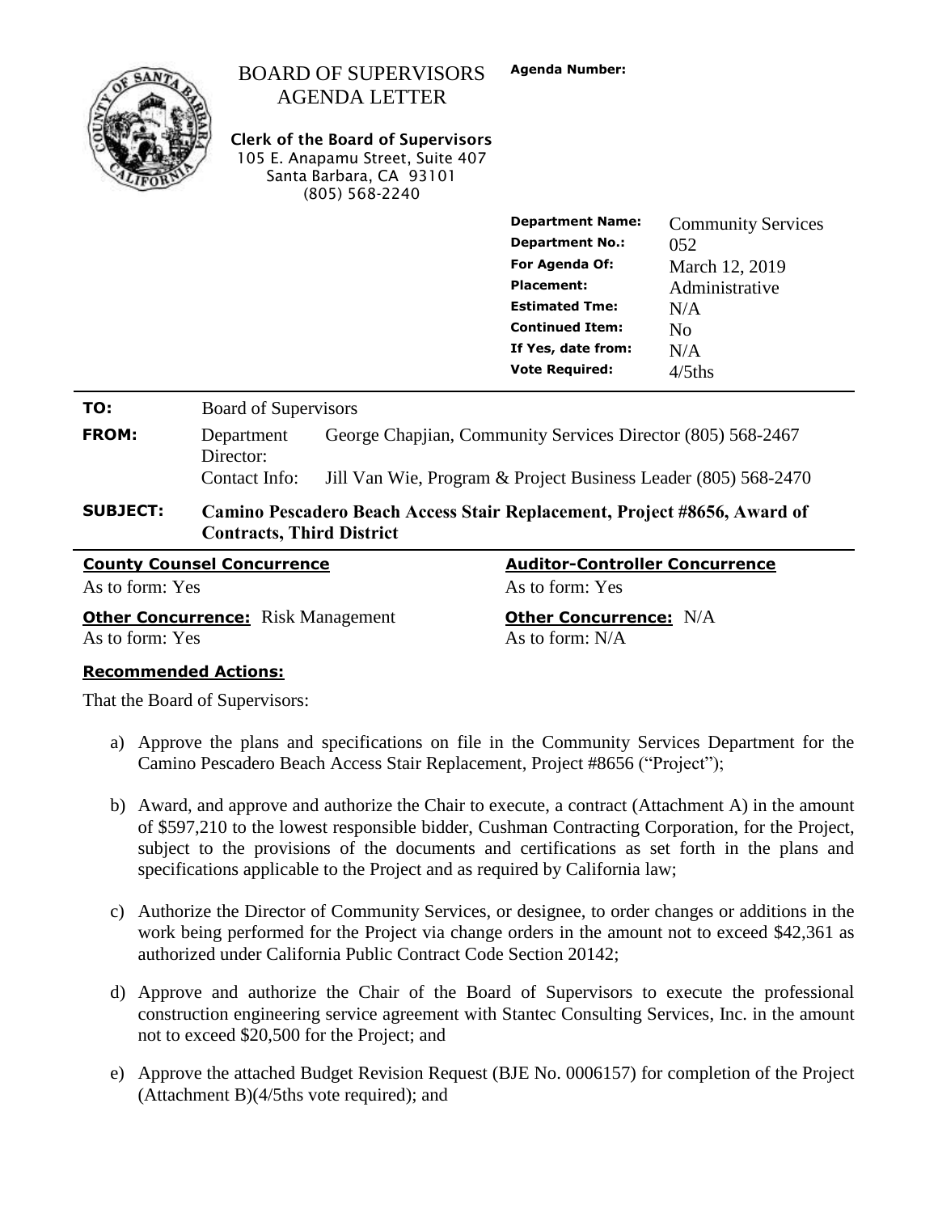# BOARD OF SUPERVISORS AGENDA LETTER

**Clerk of the Board of Supervisors**
105 E. Anapamu Street, Suite 407
Santa Barbara, CA 93101
(805) 568-2240

**Agenda Number:**

| | |
|---|---|
| **Department Name:** | Community Services |
| **Department No.:** | 052 |
| **For Agenda Of:** | March 12, 2019 |
| **Placement:** | Administrative |
| **Estimated Tme:** | N/A |
| **Continued Item:** | No |
| **If Yes, date from:** | N/A |
| **Vote Required:** | 4/5ths |

**TO:** Board of Supervisors

**FROM:** Department Director: George Chapjian, Community Services Director (805) 568-2467
Contact Info: Jill Van Wie, Program & Project Business Leader (805) 568-2470

**SUBJECT:** **Camino Pescadero Beach Access Stair Replacement, Project #8656, Award of Contracts, Third District**

| **County Counsel Concurrence** | **Auditor-Controller Concurrence** |
|---|---|
| As to form: Yes | As to form: Yes |
| **Other Concurrence:** Risk Management | **Other Concurrence:** N/A |
| As to form: Yes | As to form: N/A |

**Recommended Actions:**

That the Board of Supervisors:

a) Approve the plans and specifications on file in the Community Services Department for the Camino Pescadero Beach Access Stair Replacement, Project #8656 ("Project");

b) Award, and approve and authorize the Chair to execute, a contract (Attachment A) in the amount of $597,210 to the lowest responsible bidder, Cushman Contracting Corporation, for the Project, subject to the provisions of the documents and certifications as set forth in the plans and specifications applicable to the Project and as required by California law;

c) Authorize the Director of Community Services, or designee, to order changes or additions in the work being performed for the Project via change orders in the amount not to exceed $42,361 as authorized under California Public Contract Code Section 20142;

d) Approve and authorize the Chair of the Board of Supervisors to execute the professional construction engineering service agreement with Stantec Consulting Services, Inc. in the amount not to exceed $20,500 for the Project; and

e) Approve the attached Budget Revision Request (BJE No. 0006157) for completion of the Project (Attachment B)(4/5ths vote required); and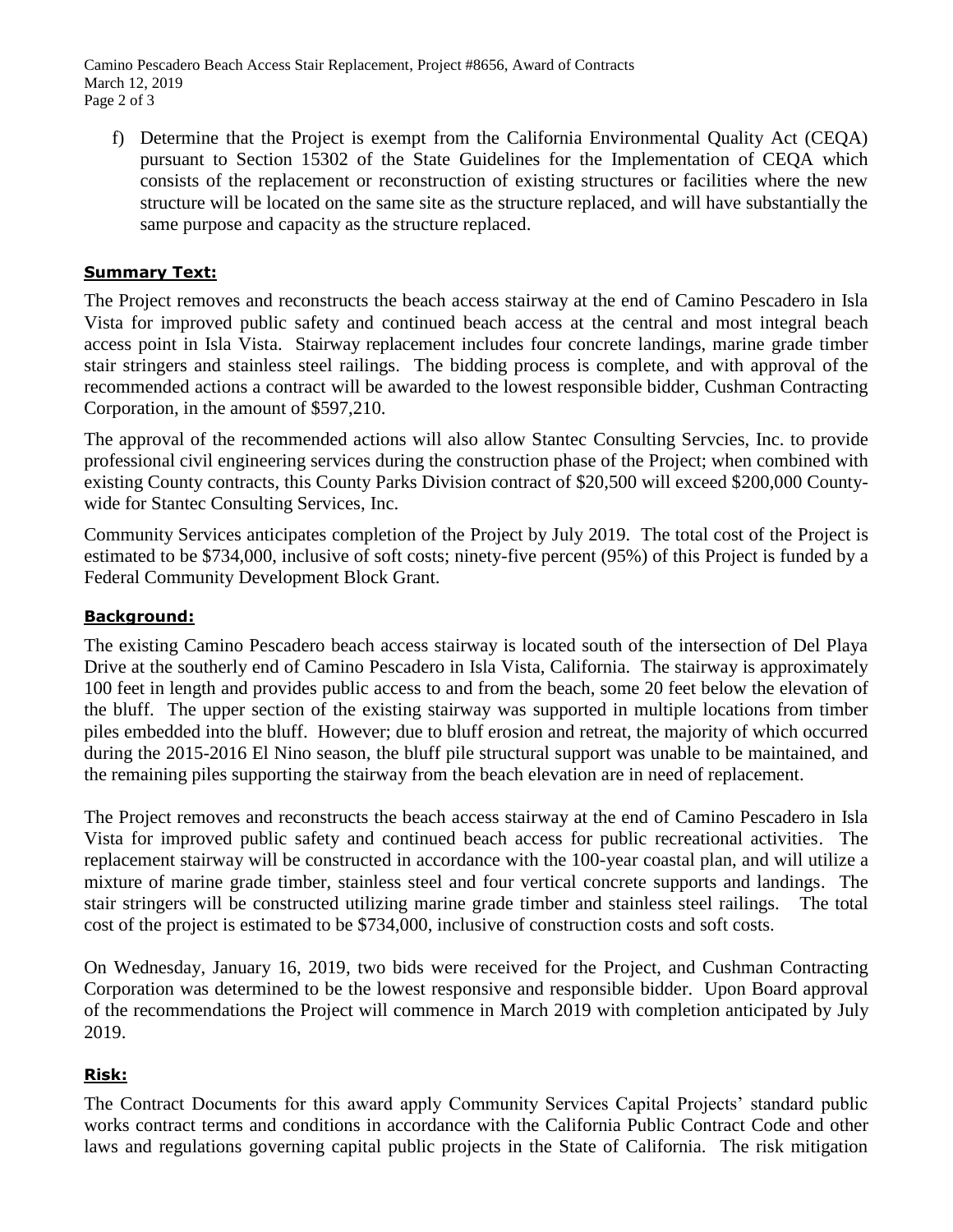f) Determine that the Project is exempt from the California Environmental Quality Act (CEQA) pursuant to Section 15302 of the State Guidelines for the Implementation of CEQA which consists of the replacement or reconstruction of existing structures or facilities where the new structure will be located on the same site as the structure replaced, and will have substantially the same purpose and capacity as the structure replaced.

## **Summary Text:**

The Project removes and reconstructs the beach access stairway at the end of Camino Pescadero in Isla Vista for improved public safety and continued beach access at the central and most integral beach access point in Isla Vista. Stairway replacement includes four concrete landings, marine grade timber stair stringers and stainless steel railings. The bidding process is complete, and with approval of the recommended actions a contract will be awarded to the lowest responsible bidder, Cushman Contracting Corporation, in the amount of $597,210.

The approval of the recommended actions will also allow Stantec Consulting Servcies, Inc. to provide professional civil engineering services during the construction phase of the Project; when combined with existing County contracts, this County Parks Division contract of $20,500 will exceed $200,000 County-wide for Stantec Consulting Services, Inc.

Community Services anticipates completion of the Project by July 2019. The total cost of the Project is estimated to be $734,000, inclusive of soft costs; ninety-five percent (95%) of this Project is funded by a Federal Community Development Block Grant.

## **Background:**

The existing Camino Pescadero beach access stairway is located south of the intersection of Del Playa Drive at the southerly end of Camino Pescadero in Isla Vista, California. The stairway is approximately 100 feet in length and provides public access to and from the beach, some 20 feet below the elevation of the bluff. The upper section of the existing stairway was supported in multiple locations from timber piles embedded into the bluff. However; due to bluff erosion and retreat, the majority of which occurred during the 2015-2016 El Nino season, the bluff pile structural support was unable to be maintained, and the remaining piles supporting the stairway from the beach elevation are in need of replacement.

The Project removes and reconstructs the beach access stairway at the end of Camino Pescadero in Isla Vista for improved public safety and continued beach access for public recreational activities. The replacement stairway will be constructed in accordance with the 100-year coastal plan, and will utilize a mixture of marine grade timber, stainless steel and four vertical concrete supports and landings. The stair stringers will be constructed utilizing marine grade timber and stainless steel railings. The total cost of the project is estimated to be $734,000, inclusive of construction costs and soft costs.

On Wednesday, January 16, 2019, two bids were received for the Project, and Cushman Contracting Corporation was determined to be the lowest responsive and responsible bidder. Upon Board approval of the recommendations the Project will commence in March 2019 with completion anticipated by July 2019.

## **Risk:**

The Contract Documents for this award apply Community Services Capital Projects' standard public works contract terms and conditions in accordance with the California Public Contract Code and other laws and regulations governing capital public projects in the State of California. The risk mitigation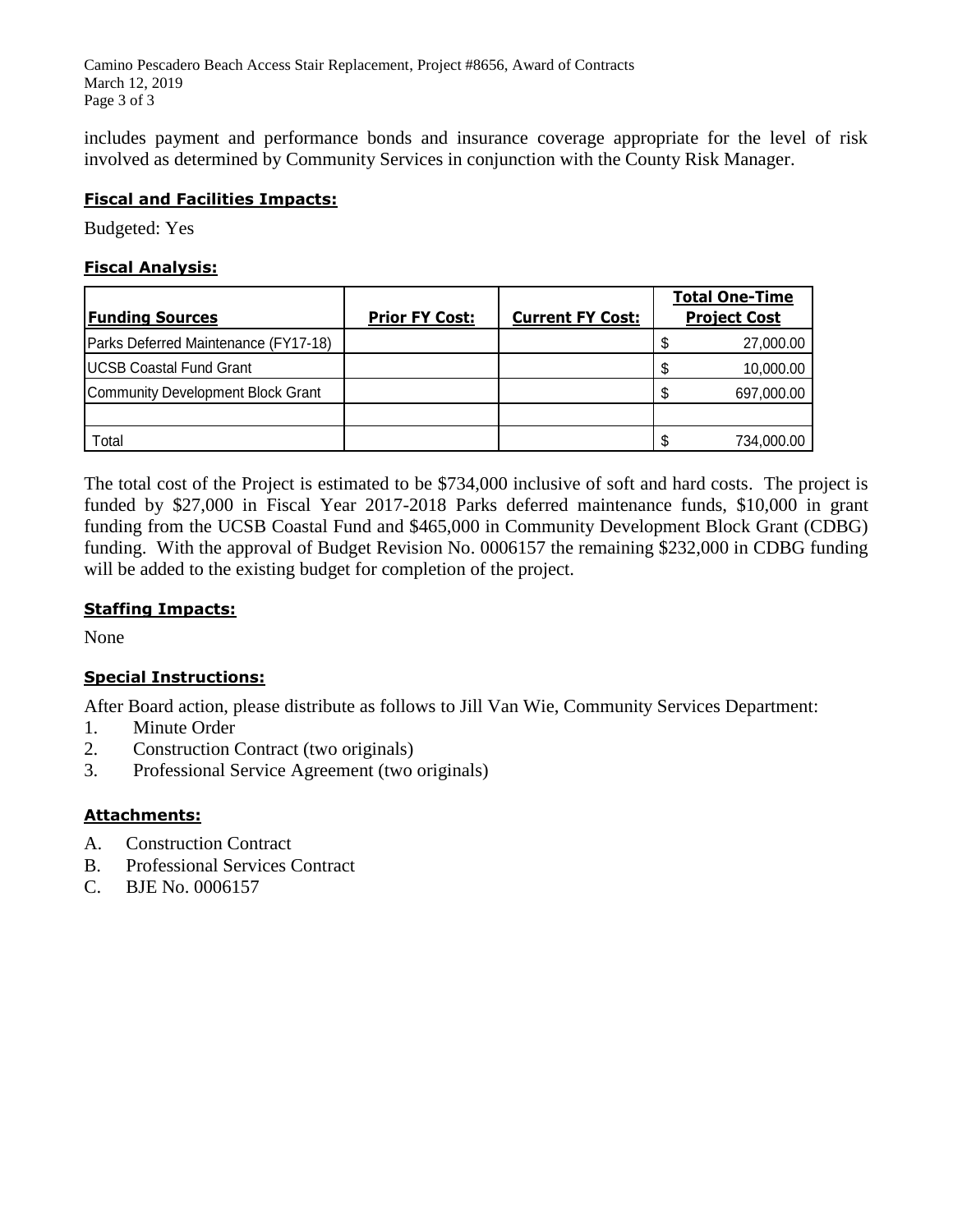includes payment and performance bonds and insurance coverage appropriate for the level of risk involved as determined by Community Services in conjunction with the County Risk Manager.

**Fiscal and Facilities Impacts:**

Budgeted: Yes

**Fiscal Analysis:**

| Funding Sources | Prior FY Cost: | Current FY Cost: | Total One-Time Project Cost |
|---|---|---|---|
| Parks Deferred Maintenance (FY17-18) | | | $ 27,000.00 |
| UCSB Coastal Fund Grant | | | $ 10,000.00 |
| Community Development Block Grant | | | $ 697,000.00 |
| | | | |
| Total | | | $ 734,000.00 |

The total cost of the Project is estimated to be $734,000 inclusive of soft and hard costs. The project is funded by $27,000 in Fiscal Year 2017-2018 Parks deferred maintenance funds, $10,000 in grant funding from the UCSB Coastal Fund and $465,000 in Community Development Block Grant (CDBG) funding. With the approval of Budget Revision No. 0006157 the remaining $232,000 in CDBG funding will be added to the existing budget for completion of the project.

**Staffing Impacts:**

None

**Special Instructions:**

After Board action, please distribute as follows to Jill Van Wie, Community Services Department:

1. Minute Order
2. Construction Contract (two originals)
3. Professional Service Agreement (two originals)

**Attachments:**

A. Construction Contract
B. Professional Services Contract
C. BJE No. 0006157